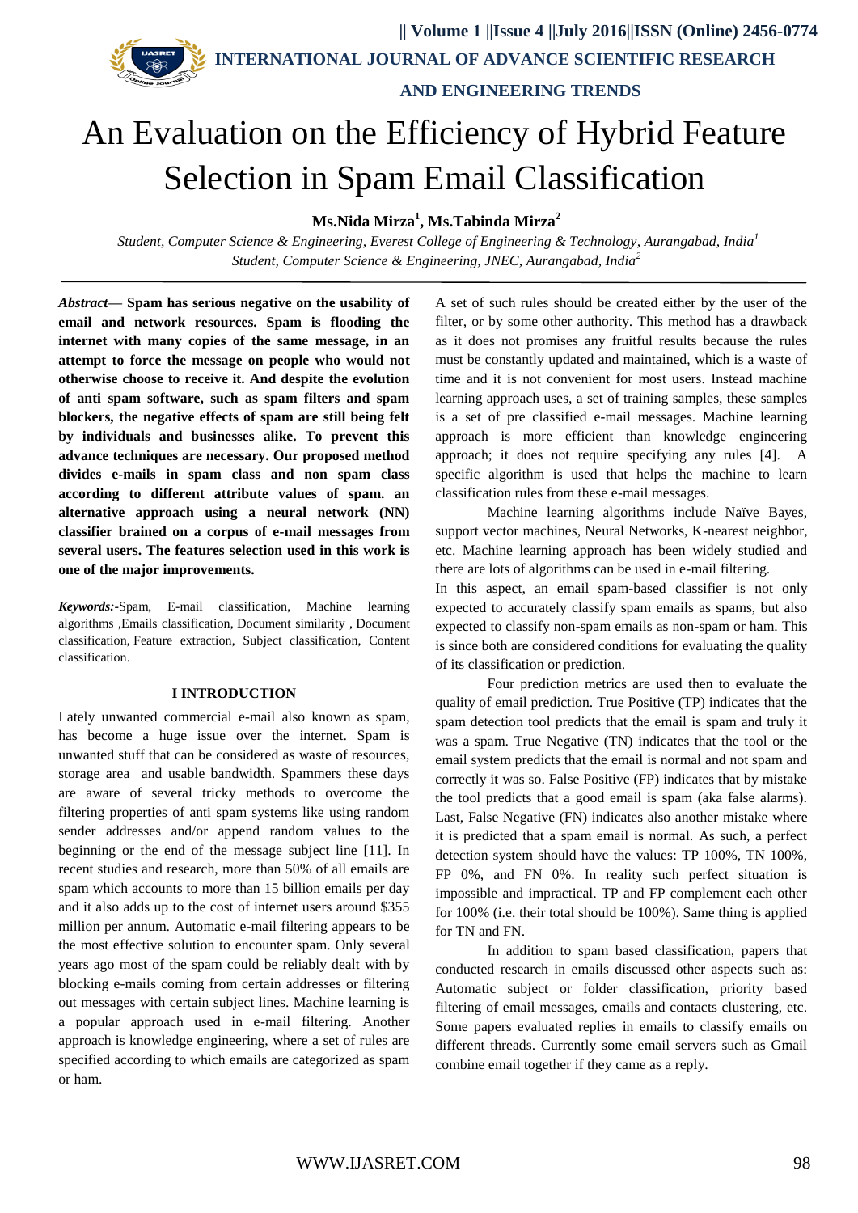# An Evaluation on the Efficiency of Hybrid Feature Selection in Spam Email Classification

**Ms.Nida Mirza[1], Ms.Tabinda Mirza[2]**

*Student, Computer Science & Engineering, Everest College of Engineering & Technology, Aurangabad, India[1]*
*Student, Computer Science & Engineering, JNEC, Aurangabad, India[2]*

***Abstract*— Spam has serious negative on the usability of email and network resources. Spam is flooding the internet with many copies of the same message, in an attempt to force the message on people who would not otherwise choose to receive it. And despite the evolution of anti spam software, such as spam filters and spam blockers, the negative effects of spam are still being felt by individuals and businesses alike. To prevent this advance techniques are necessary. Our proposed method divides e-mails in spam class and non spam class according to different attribute values of spam. an alternative approach using a neural network (NN) classifier brained on a corpus of e-mail messages from several users. The features selection used in this work is one of the major improvements.**

***Keywords:-***Spam, E-mail classification, Machine learning algorithms ,Emails classification, Document similarity , Document classification, Feature extraction, Subject classification, Content classification.

## I INTRODUCTION

Lately unwanted commercial e-mail also known as spam, has become a huge issue over the internet. Spam is unwanted stuff that can be considered as waste of resources, storage area and usable bandwidth. Spammers these days are aware of several tricky methods to overcome the filtering properties of anti spam systems like using random sender addresses and/or append random values to the beginning or the end of the message subject line [11]. In recent studies and research, more than 50% of all emails are spam which accounts to more than 15 billion emails per day and it also adds up to the cost of internet users around $355 million per annum. Automatic e-mail filtering appears to be the most effective solution to encounter spam. Only several years ago most of the spam could be reliably dealt with by blocking e-mails coming from certain addresses or filtering out messages with certain subject lines. Machine learning is a popular approach used in e-mail filtering. Another approach is knowledge engineering, where a set of rules are specified according to which emails are categorized as spam or ham.

A set of such rules should be created either by the user of the filter, or by some other authority. This method has a drawback as it does not promises any fruitful results because the rules must be constantly updated and maintained, which is a waste of time and it is not convenient for most users. Instead machine learning approach uses, a set of training samples, these samples is a set of pre classified e-mail messages. Machine learning approach is more efficient than knowledge engineering approach; it does not require specifying any rules [4]. A specific algorithm is used that helps the machine to learn classification rules from these e-mail messages.

Machine learning algorithms include Naïve Bayes, support vector machines, Neural Networks, K-nearest neighbor, etc. Machine learning approach has been widely studied and there are lots of algorithms can be used in e-mail filtering.

In this aspect, an email spam-based classifier is not only expected to accurately classify spam emails as spams, but also expected to classify non-spam emails as non-spam or ham. This is since both are considered conditions for evaluating the quality of its classification or prediction.

Four prediction metrics are used then to evaluate the quality of email prediction. True Positive (TP) indicates that the spam detection tool predicts that the email is spam and truly it was a spam. True Negative (TN) indicates that the tool or the email system predicts that the email is normal and not spam and correctly it was so. False Positive (FP) indicates that by mistake the tool predicts that a good email is spam (aka false alarms). Last, False Negative (FN) indicates also another mistake where it is predicted that a spam email is normal. As such, a perfect detection system should have the values: TP 100%, TN 100%, FP 0%, and FN 0%. In reality such perfect situation is impossible and impractical. TP and FP complement each other for 100% (i.e. their total should be 100%). Same thing is applied for TN and FN.

In addition to spam based classification, papers that conducted research in emails discussed other aspects such as: Automatic subject or folder classification, priority based filtering of email messages, emails and contacts clustering, etc. Some papers evaluated replies in emails to classify emails on different threads. Currently some email servers such as Gmail combine email together if they came as a reply.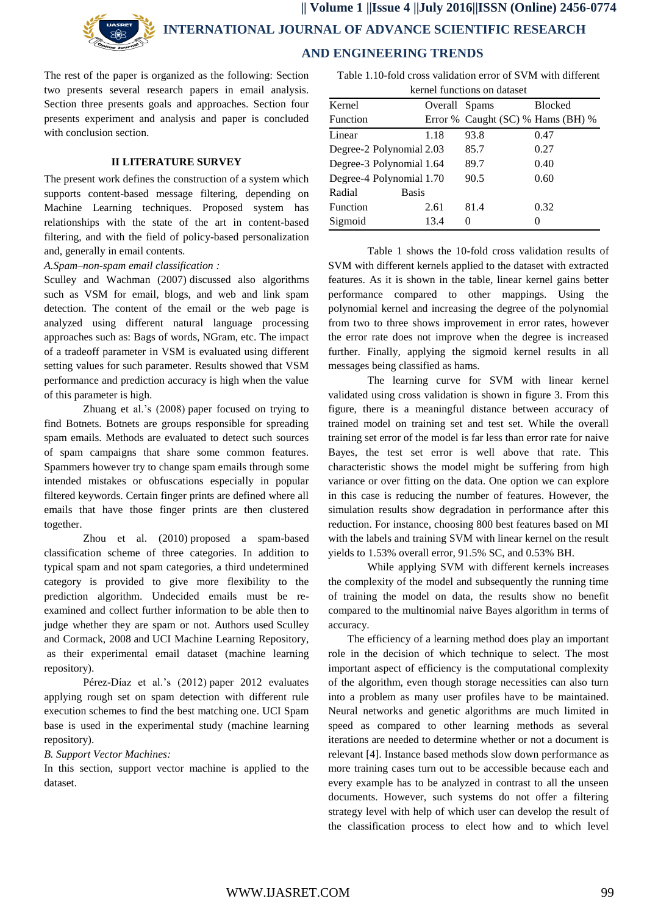The rest of the paper is organized as the following: Section two presents several research papers in email analysis. Section three presents goals and approaches. Section four presents experiment and analysis and paper is concluded with conclusion section.

## II LITERATURE SURVEY

The present work defines the construction of a system which supports content-based message filtering, depending on Machine Learning techniques. Proposed system has relationships with the state of the art in content-based filtering, and with the field of policy-based personalization and, generally in email contents.

*A.Spam–non-spam email classification :*

Sculley and Wachman (2007) discussed also algorithms such as VSM for email, blogs, and web and link spam detection. The content of the email or the web page is analyzed using different natural language processing approaches such as: Bags of words, NGram, etc. The impact of a tradeoff parameter in VSM is evaluated using different setting values for such parameter. Results showed that VSM performance and prediction accuracy is high when the value of this parameter is high.

Zhuang et al.'s (2008) paper focused on trying to find Botnets. Botnets are groups responsible for spreading spam emails. Methods are evaluated to detect such sources of spam campaigns that share some common features. Spammers however try to change spam emails through some intended mistakes or obfuscations especially in popular filtered keywords. Certain finger prints are defined where all emails that have those finger prints are then clustered together.

Zhou et al. (2010) proposed a spam-based classification scheme of three categories. In addition to typical spam and not spam categories, a third undetermined category is provided to give more flexibility to the prediction algorithm. Undecided emails must be re-examined and collect further information to be able then to judge whether they are spam or not. Authors used Sculley and Cormack, 2008 and UCI Machine Learning Repository, as their experimental email dataset (machine learning repository).

Pérez-Díaz et al.'s (2012) paper 2012 evaluates applying rough set on spam detection with different rule execution schemes to find the best matching one. UCI Spam base is used in the experimental study (machine learning repository).

*B. Support Vector Machines:*

In this section, support vector machine is applied to the dataset.

Table 1.10-fold cross validation error of SVM with different kernel functions on dataset

| Kernel Function | Overall Error % | Spams Caught (SC) % | Blocked Hams (BH) % |
|---|---|---|---|
| Linear | 1.18 | 93.8 | 0.47 |
| Degree-2 Polynomial | 2.03 | 85.7 | 0.27 |
| Degree-3 Polynomial | 1.64 | 89.7 | 0.40 |
| Degree-4 Polynomial | 1.70 | 90.5 | 0.60 |
| Radial Basis Function | 2.61 | 81.4 | 0.32 |
| Sigmoid | 13.4 | 0 | 0 |

Table 1 shows the 10-fold cross validation results of SVM with different kernels applied to the dataset with extracted features. As it is shown in the table, linear kernel gains better performance compared to other mappings. Using the polynomial kernel and increasing the degree of the polynomial from two to three shows improvement in error rates, however the error rate does not improve when the degree is increased further. Finally, applying the sigmoid kernel results in all messages being classified as hams.

The learning curve for SVM with linear kernel validated using cross validation is shown in figure 3. From this figure, there is a meaningful distance between accuracy of trained model on training set and test set. While the overall training set error of the model is far less than error rate for naive Bayes, the test set error is well above that rate. This characteristic shows the model might be suffering from high variance or over fitting on the data. One option we can explore in this case is reducing the number of features. However, the simulation results show degradation in performance after this reduction. For instance, choosing 800 best features based on MI with the labels and training SVM with linear kernel on the result yields to 1.53% overall error, 91.5% SC, and 0.53% BH.

While applying SVM with different kernels increases the complexity of the model and subsequently the running time of training the model on data, the results show no benefit compared to the multinomial naive Bayes algorithm in terms of accuracy.

The efficiency of a learning method does play an important role in the decision of which technique to select. The most important aspect of efficiency is the computational complexity of the algorithm, even though storage necessities can also turn into a problem as many user profiles have to be maintained. Neural networks and genetic algorithms are much limited in speed as compared to other learning methods as several iterations are needed to determine whether or not a document is relevant [4]. Instance based methods slow down performance as more training cases turn out to be accessible because each and every example has to be analyzed in contrast to all the unseen documents. However, such systems do not offer a filtering strategy level with help of which user can develop the result of the classification process to elect how and to which level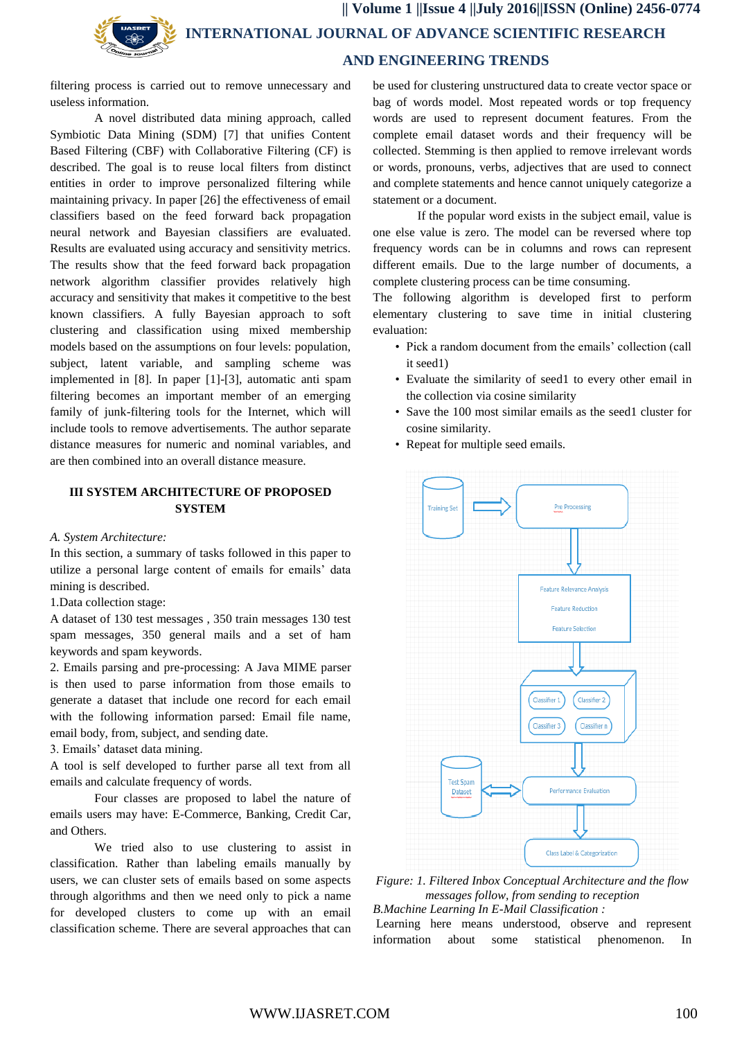filtering process is carried out to remove unnecessary and useless information.

A novel distributed data mining approach, called Symbiotic Data Mining (SDM) [7] that unifies Content Based Filtering (CBF) with Collaborative Filtering (CF) is described. The goal is to reuse local filters from distinct entities in order to improve personalized filtering while maintaining privacy. In paper [26] the effectiveness of email classifiers based on the feed forward back propagation neural network and Bayesian classifiers are evaluated. Results are evaluated using accuracy and sensitivity metrics. The results show that the feed forward back propagation network algorithm classifier provides relatively high accuracy and sensitivity that makes it competitive to the best known classifiers. A fully Bayesian approach to soft clustering and classification using mixed membership models based on the assumptions on four levels: population, subject, latent variable, and sampling scheme was implemented in [8]. In paper [1]-[3], automatic anti spam filtering becomes an important member of an emerging family of junk-filtering tools for the Internet, which will include tools to remove advertisements. The author separate distance measures for numeric and nominal variables, and are then combined into an overall distance measure.

## III SYSTEM ARCHITECTURE OF PROPOSED SYSTEM

*A. System Architecture:*

In this section, a summary of tasks followed in this paper to utilize a personal large content of emails for emails' data mining is described.

1.Data collection stage:

A dataset of 130 test messages , 350 train messages 130 test spam messages, 350 general mails and a set of ham keywords and spam keywords.

2. Emails parsing and pre-processing: A Java MIME parser is then used to parse information from those emails to generate a dataset that include one record for each email with the following information parsed: Email file name, email body, from, subject, and sending date.

3. Emails' dataset data mining.

A tool is self developed to further parse all text from all emails and calculate frequency of words.

Four classes are proposed to label the nature of emails users may have: E-Commerce, Banking, Credit Car, and Others.

We tried also to use clustering to assist in classification. Rather than labeling emails manually by users, we can cluster sets of emails based on some aspects through algorithms and then we need only to pick a name for developed clusters to come up with an email classification scheme. There are several approaches that can be used for clustering unstructured data to create vector space or bag of words model. Most repeated words or top frequency words are used to represent document features. From the complete email dataset words and their frequency will be collected. Stemming is then applied to remove irrelevant words or words, pronouns, verbs, adjectives that are used to connect and complete statements and hence cannot uniquely categorize a statement or a document.

If the popular word exists in the subject email, value is one else value is zero. The model can be reversed where top frequency words can be in columns and rows can represent different emails. Due to the large number of documents, a complete clustering process can be time consuming.

The following algorithm is developed first to perform elementary clustering to save time in initial clustering evaluation:

- Pick a random document from the emails' collection (call it seed1)
- Evaluate the similarity of seed1 to every other email in the collection via cosine similarity
- Save the 100 most similar emails as the seed1 cluster for cosine similarity.
- Repeat for multiple seed emails.

*Figure: 1. Filtered Inbox Conceptual Architecture and the flow messages follow, from sending to reception*

*B.Machine Learning In E-Mail Classification :*

Learning here means understood, observe and represent information about some statistical phenomenon. In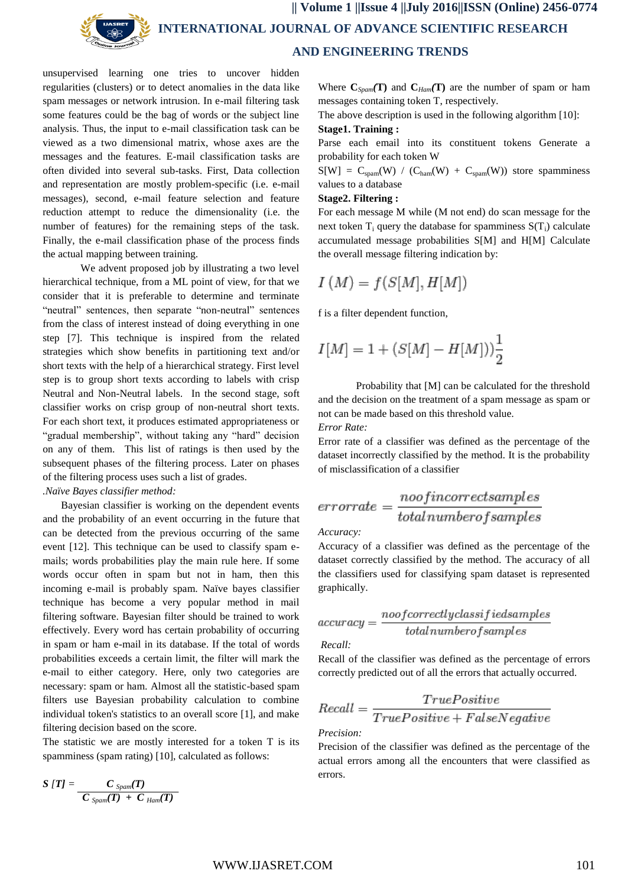unsupervised learning one tries to uncover hidden regularities (clusters) or to detect anomalies in the data like spam messages or network intrusion. In e-mail filtering task some features could be the bag of words or the subject line analysis. Thus, the input to e-mail classification task can be viewed as a two dimensional matrix, whose axes are the messages and the features. E-mail classification tasks are often divided into several sub-tasks. First, Data collection and representation are mostly problem-specific (i.e. e-mail messages), second, e-mail feature selection and feature reduction attempt to reduce the dimensionality (i.e. the number of features) for the remaining steps of the task. Finally, the e-mail classification phase of the process finds the actual mapping between training.

We advent proposed job by illustrating a two level hierarchical technique, from a ML point of view, for that we consider that it is preferable to determine and terminate "neutral" sentences, then separate "non-neutral" sentences from the class of interest instead of doing everything in one step [7]. This technique is inspired from the related strategies which show benefits in partitioning text and/or short texts with the help of a hierarchical strategy. First level step is to group short texts according to labels with crisp Neutral and Non-Neutral labels. In the second stage, soft classifier works on crisp group of non-neutral short texts. For each short text, it produces estimated appropriateness or "gradual membership", without taking any "hard" decision on any of them. This list of ratings is then used by the subsequent phases of the filtering process. Later on phases of the filtering process uses such a list of grades.

*.Naïve Bayes classifier method:*

Bayesian classifier is working on the dependent events and the probability of an event occurring in the future that can be detected from the previous occurring of the same event [12]. This technique can be used to classify spam e-mails; words probabilities play the main rule here. If some words occur often in spam but not in ham, then this incoming e-mail is probably spam. Naïve bayes classifier technique has become a very popular method in mail filtering software. Bayesian filter should be trained to work effectively. Every word has certain probability of occurring in spam or ham e-mail in its database. If the total of words probabilities exceeds a certain limit, the filter will mark the e-mail to either category. Here, only two categories are necessary: spam or ham. Almost all the statistic-based spam filters use Bayesian probability calculation to combine individual token's statistics to an overall score [1], and make filtering decision based on the score.

The statistic we are mostly interested for a token T is its spamminess (spam rating) [10], calculated as follows:

$$S[T] = \frac{C_{Spam}(T)}{C_{Spam}(T) + C_{Ham}(T)}$$

Where $C_{Spam}(T)$ and $C_{Ham}(T)$ are the number of spam or ham messages containing token T, respectively.

The above description is used in the following algorithm [10]:

**Stage1. Training :**

Parse each email into its constituent tokens Generate a probability for each token W

$S[W] = C_{spam}(W) / (C_{ham}(W) + C_{spam}(W))$ store spamminess values to a database

**Stage2. Filtering :**

For each message M while (M not end) do scan message for the next token $T_i$ query the database for spamminess $S(T_i)$ calculate accumulated message probabilities S[M] and H[M] Calculate the overall message filtering indication by:

$$I(M) = f(S[M], H[M])$$

f is a filter dependent function,

$$I[M] = 1 + (S[M] - H[M]))\frac{1}{2}$$

Probability that [M] can be calculated for the threshold and the decision on the treatment of a spam message as spam or not can be made based on this threshold value.

*Error Rate:*

Error rate of a classifier was defined as the percentage of the dataset incorrectly classified by the method. It is the probability of misclassification of a classifier

$$errorrate = \frac{noofincorrectsamples}{totalnumberofsamples}$$

*Accuracy:*

Accuracy of a classifier was defined as the percentage of the dataset correctly classified by the method. The accuracy of all the classifiers used for classifying spam dataset is represented graphically.

$$accuracy = \frac{noofcorrectlyclassifiedsamples}{totalnumberofsamples}$$

*Recall:*

Recall of the classifier was defined as the percentage of errors correctly predicted out of all the errors that actually occurred.

$$Recall = \frac{TruePositive}{TruePositive + FalseNegative}$$

*Precision:*

Precision of the classifier was defined as the percentage of the actual errors among all the encounters that were classified as errors.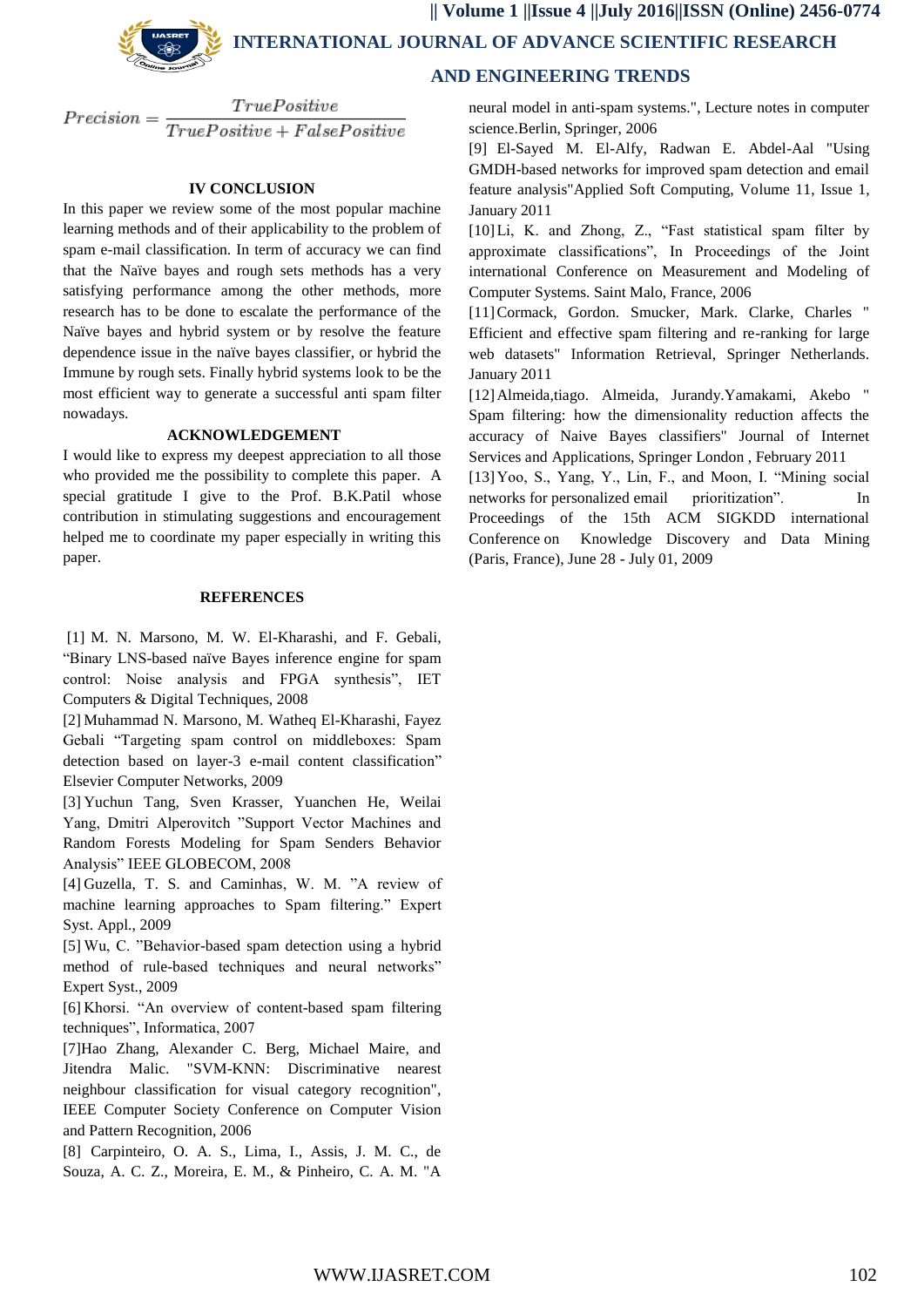$$Precision = \frac{TruePositive}{TruePositive + FalsePositive}$$

## IV CONCLUSION

In this paper we review some of the most popular machine learning methods and of their applicability to the problem of spam e-mail classification. In term of accuracy we can find that the Naïve bayes and rough sets methods has a very satisfying performance among the other methods, more research has to be done to escalate the performance of the Naïve bayes and hybrid system or by resolve the feature dependence issue in the naïve bayes classifier, or hybrid the Immune by rough sets. Finally hybrid systems look to be the most efficient way to generate a successful anti spam filter nowadays.

## ACKNOWLEDGEMENT

I would like to express my deepest appreciation to all those who provided me the possibility to complete this paper. A special gratitude I give to the Prof. B.K.Patil whose contribution in stimulating suggestions and encouragement helped me to coordinate my paper especially in writing this paper.

## REFERENCES

[1] M. N. Marsono, M. W. El-Kharashi, and F. Gebali, "Binary LNS-based naïve Bayes inference engine for spam control: Noise analysis and FPGA synthesis", IET Computers & Digital Techniques, 2008

[2] Muhammad N. Marsono, M. Watheq El-Kharashi, Fayez Gebali "Targeting spam control on middleboxes: Spam detection based on layer-3 e-mail content classification" Elsevier Computer Networks, 2009

[3] Yuchun Tang, Sven Krasser, Yuanchen He, Weilai Yang, Dmitri Alperovitch "Support Vector Machines and Random Forests Modeling for Spam Senders Behavior Analysis" IEEE GLOBECOM, 2008

[4] Guzella, T. S. and Caminhas, W. M. "A review of machine learning approaches to Spam filtering." Expert Syst. Appl., 2009

[5] Wu, C. "Behavior-based spam detection using a hybrid method of rule-based techniques and neural networks" Expert Syst., 2009

[6] Khorsi. "An overview of content-based spam filtering techniques", Informatica, 2007

[7]Hao Zhang, Alexander C. Berg, Michael Maire, and Jitendra Malic. "SVM-KNN: Discriminative nearest neighbour classification for visual category recognition", IEEE Computer Society Conference on Computer Vision and Pattern Recognition, 2006

[8] Carpinteiro, O. A. S., Lima, I., Assis, J. M. C., de Souza, A. C. Z., Moreira, E. M., & Pinheiro, C. A. M. "A neural model in anti-spam systems.", Lecture notes in computer science.Berlin, Springer, 2006

[9] El-Sayed M. El-Alfy, Radwan E. Abdel-Aal "Using GMDH-based networks for improved spam detection and email feature analysis"Applied Soft Computing, Volume 11, Issue 1, January 2011

[10] Li, K. and Zhong, Z., "Fast statistical spam filter by approximate classifications", In Proceedings of the Joint international Conference on Measurement and Modeling of Computer Systems. Saint Malo, France, 2006

[11] Cormack, Gordon. Smucker, Mark. Clarke, Charles " Efficient and effective spam filtering and re-ranking for large web datasets" Information Retrieval, Springer Netherlands. January 2011

[12] Almeida,tiago. Almeida, Jurandy.Yamakami, Akebo " Spam filtering: how the dimensionality reduction affects the accuracy of Naive Bayes classifiers" Journal of Internet Services and Applications, Springer London , February 2011

[13] Yoo, S., Yang, Y., Lin, F., and Moon, I. "Mining social networks for personalized email prioritization". In Proceedings of the 15th ACM SIGKDD international Conference on Knowledge Discovery and Data Mining (Paris, France), June 28 - July 01, 2009